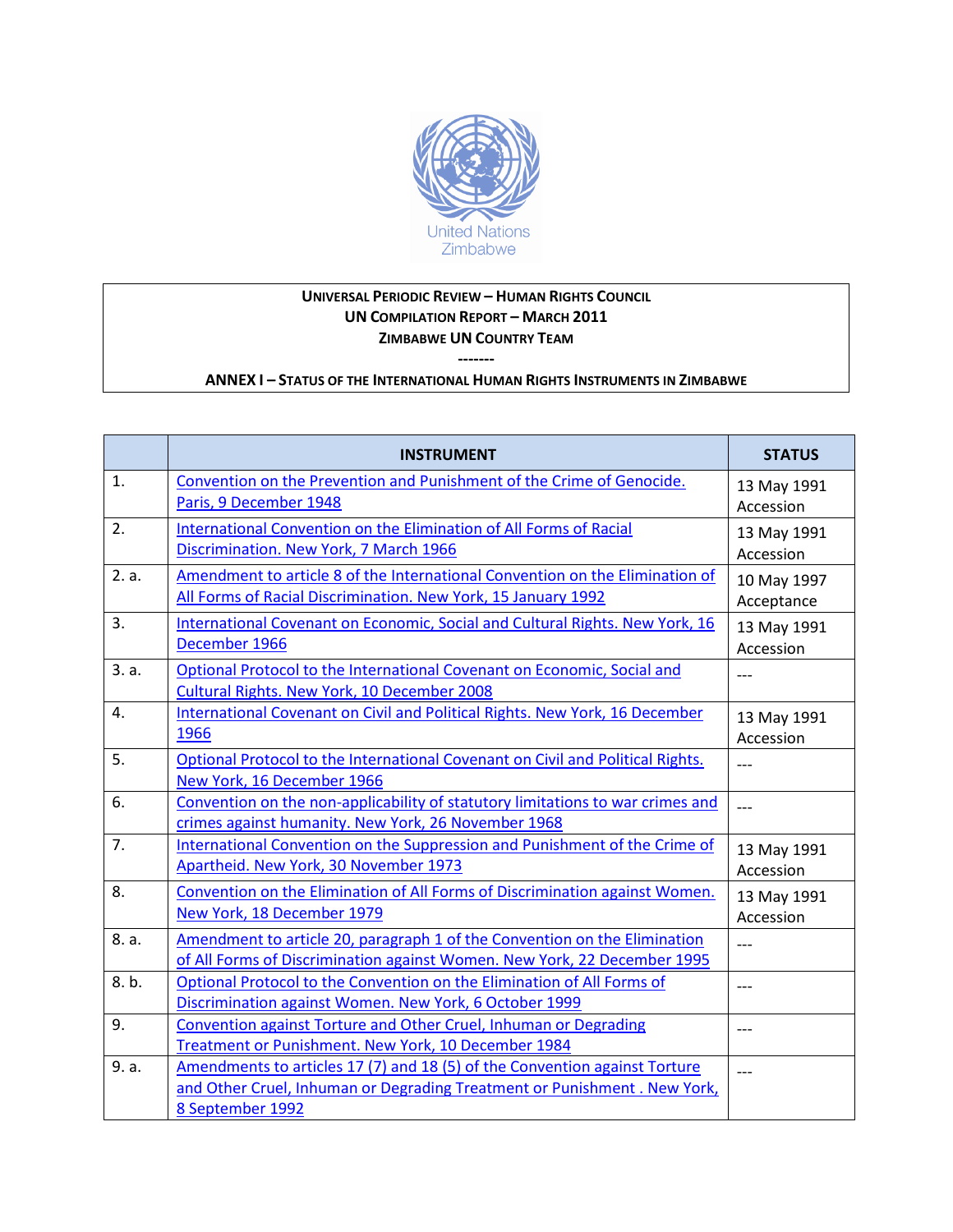United Nations
Zimbabwe

**UNIVERSAL PERIODIC REVIEW – HUMAN RIGHTS COUNCIL**
**UN COMPILATION REPORT – MARCH 2011**
**ZIMBABWE UN COUNTRY TEAM**
**-------**
**ANNEX I – STATUS OF THE INTERNATIONAL HUMAN RIGHTS INSTRUMENTS IN ZIMBABWE**

| | INSTRUMENT | STATUS |
|---|---|---|
| 1. | Convention on the Prevention and Punishment of the Crime of Genocide. Paris, 9 December 1948 | 13 May 1991 Accession |
| 2. | International Convention on the Elimination of All Forms of Racial Discrimination. New York, 7 March 1966 | 13 May 1991 Accession |
| 2. a. | Amendment to article 8 of the International Convention on the Elimination of All Forms of Racial Discrimination. New York, 15 January 1992 | 10 May 1997 Acceptance |
| 3. | International Covenant on Economic, Social and Cultural Rights. New York, 16 December 1966 | 13 May 1991 Accession |
| 3. a. | Optional Protocol to the International Covenant on Economic, Social and Cultural Rights. New York, 10 December 2008 | --- |
| 4. | International Covenant on Civil and Political Rights. New York, 16 December 1966 | 13 May 1991 Accession |
| 5. | Optional Protocol to the International Covenant on Civil and Political Rights. New York, 16 December 1966 | --- |
| 6. | Convention on the non-applicability of statutory limitations to war crimes and crimes against humanity. New York, 26 November 1968 | --- |
| 7. | International Convention on the Suppression and Punishment of the Crime of Apartheid. New York, 30 November 1973 | 13 May 1991 Accession |
| 8. | Convention on the Elimination of All Forms of Discrimination against Women. New York, 18 December 1979 | 13 May 1991 Accession |
| 8. a. | Amendment to article 20, paragraph 1 of the Convention on the Elimination of All Forms of Discrimination against Women. New York, 22 December 1995 | --- |
| 8. b. | Optional Protocol to the Convention on the Elimination of All Forms of Discrimination against Women. New York, 6 October 1999 | --- |
| 9. | Convention against Torture and Other Cruel, Inhuman or Degrading Treatment or Punishment. New York, 10 December 1984 | --- |
| 9. a. | Amendments to articles 17 (7) and 18 (5) of the Convention against Torture and Other Cruel, Inhuman or Degrading Treatment or Punishment . New York, 8 September 1992 | --- |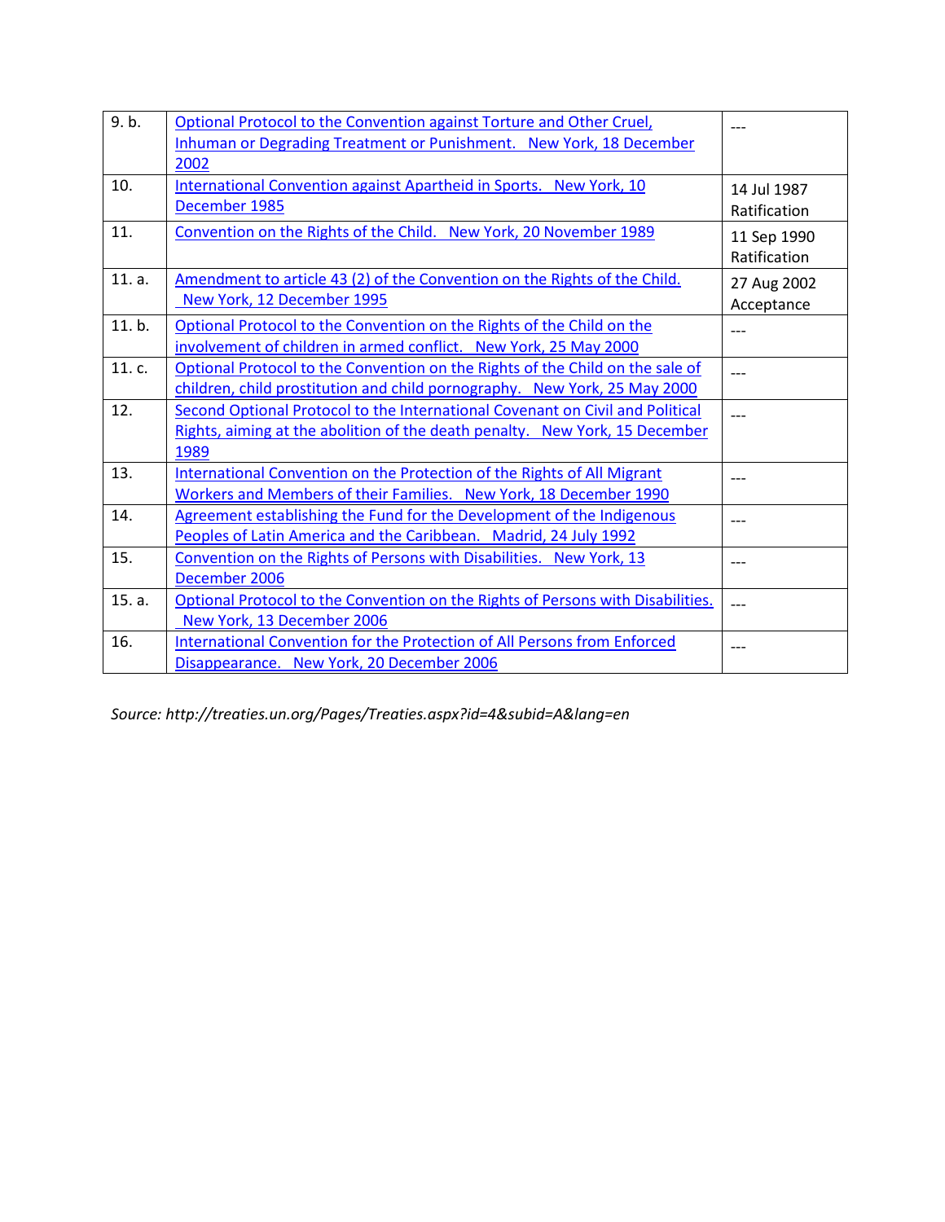| | | |
|---|---|---|
| 9. b. | Optional Protocol to the Convention against Torture and Other Cruel, Inhuman or Degrading Treatment or Punishment. New York, 18 December 2002 | --- |
| 10. | International Convention against Apartheid in Sports. New York, 10 December 1985 | 14 Jul 1987 Ratification |
| 11. | Convention on the Rights of the Child. New York, 20 November 1989 | 11 Sep 1990 Ratification |
| 11. a. | Amendment to article 43 (2) of the Convention on the Rights of the Child. New York, 12 December 1995 | 27 Aug 2002 Acceptance |
| 11. b. | Optional Protocol to the Convention on the Rights of the Child on the involvement of children in armed conflict. New York, 25 May 2000 | --- |
| 11. c. | Optional Protocol to the Convention on the Rights of the Child on the sale of children, child prostitution and child pornography. New York, 25 May 2000 | --- |
| 12. | Second Optional Protocol to the International Covenant on Civil and Political Rights, aiming at the abolition of the death penalty. New York, 15 December 1989 | --- |
| 13. | International Convention on the Protection of the Rights of All Migrant Workers and Members of their Families. New York, 18 December 1990 | --- |
| 14. | Agreement establishing the Fund for the Development of the Indigenous Peoples of Latin America and the Caribbean. Madrid, 24 July 1992 | --- |
| 15. | Convention on the Rights of Persons with Disabilities. New York, 13 December 2006 | --- |
| 15. a. | Optional Protocol to the Convention on the Rights of Persons with Disabilities. New York, 13 December 2006 | --- |
| 16. | International Convention for the Protection of All Persons from Enforced Disappearance. New York, 20 December 2006 | --- |

*Source: http://treaties.un.org/Pages/Treaties.aspx?id=4&subid=A&lang=en*